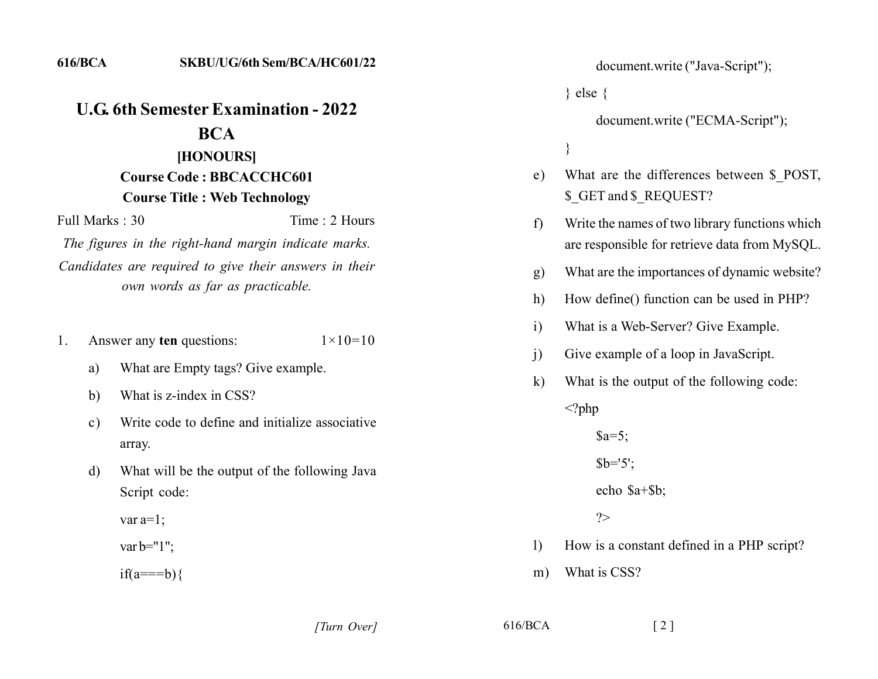616/BCA SKBU/UG/6th Sem/BCA/HC601/22

# U.G. 6th Semester Examination - 2022

## BCA

### [HONOURS]

**Course Code : BBCACCHC601**

**Course Title : Web Technology**

Full Marks : 30 Time : 2 Hours

*The figures in the right-hand margin indicate marks.*

*Candidates are required to give their answers in their own words as far as practicable.*

1. Answer any **ten** questions: 1×10=10

   a) What are Empty tags? Give example.

   b) What is z-index in CSS?

   c) Write code to define and initialize associative array.

   d) What will be the output of the following Java Script code:

```
var a=1;
var b="1";
if(a===b){
    document.write ("Java-Script");
} else {
    document.write ("ECMA-Script");
}
```

   e) What are the differences between $_POST, $_GET and $_REQUEST?

   f) Write the names of two library functions which are responsible for retrieve data from MySQL.

   g) What are the importances of dynamic website?

   h) How define() function can be used in PHP?

   i) What is a Web-Server? Give Example.

   j) Give example of a loop in JavaScript.

   k) What is the output of the following code:

```
<?php
    $a=5;
    $b='5';
    echo $a+$b;
    ?>
```

   l) How is a constant defined in a PHP script?

   m) What is CSS?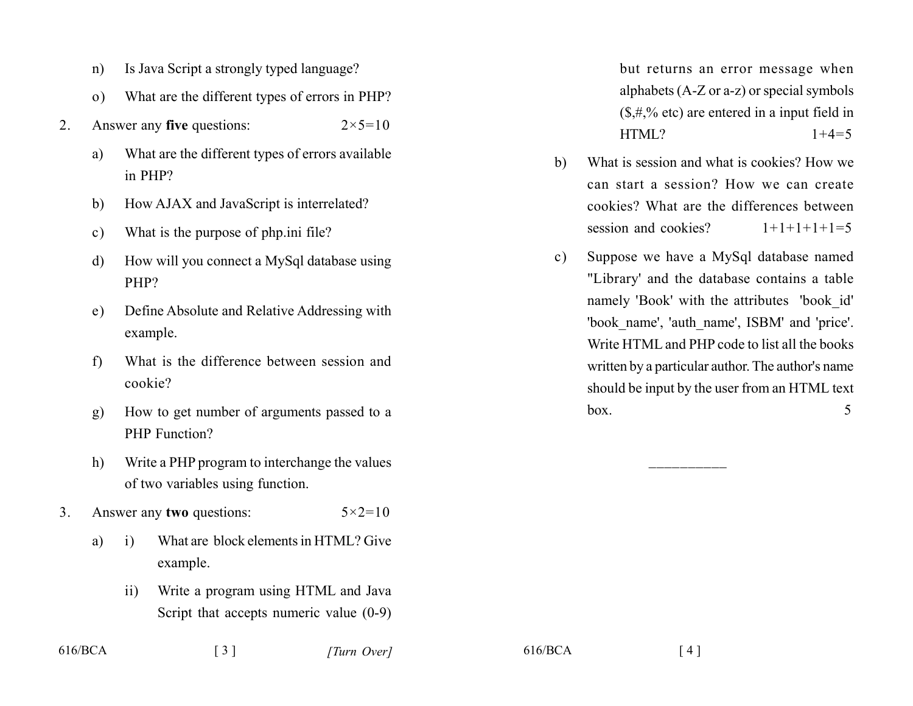n) Is Java Script a strongly typed language?

o) What are the different types of errors in PHP?

2. Answer any **five** questions: 2×5=10

a) What are the different types of errors available in PHP?

b) How AJAX and JavaScript is interrelated?

c) What is the purpose of php.ini file?

d) How will you connect a MySql database using PHP?

e) Define Absolute and Relative Addressing with example.

f) What is the difference between session and cookie?

g) How to get number of arguments passed to a PHP Function?

h) Write a PHP program to interchange the values of two variables using function.

3. Answer any **two** questions: 5×2=10

a) i) What are block elements in HTML? Give example.

ii) Write a program using HTML and Java Script that accepts numeric value (0-9) but returns an error message when alphabets (A-Z or a-z) or special symbols ($,#,% etc) are entered in a input field in HTML? 1+4=5

b) What is session and what is cookies? How we can start a session? How we can create cookies? What are the differences between session and cookies? 1+1+1+1+1=5

c) Suppose we have a MySql database named "Library' and the database contains a table namely 'Book' with the attributes 'book_id' 'book_name', 'auth_name', ISBM' and 'price'. Write HTML and PHP code to list all the books written by a particular author. The author's name should be input by the user from an HTML text box. 5

___________